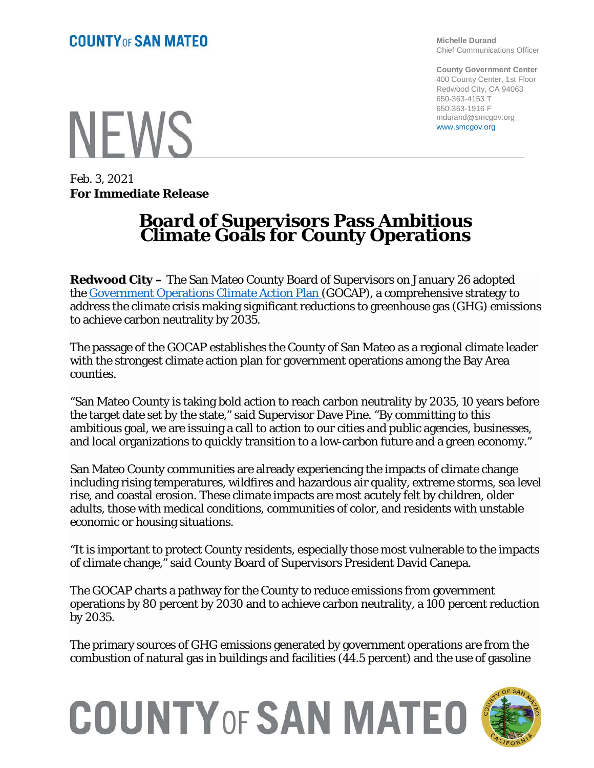**COUNTY OF SAN MATEO**

**Michelle Durand**
Chief Communications Officer

**County Government Center**
400 County Center, 1st Floor
Redwood City, CA 94063
650-363-4153 T
650-363-1916 F
mdurand@smcgov.org
www.smcgov.org

# NEWS

Feb. 3, 2021
**For Immediate Release**

# Board of Supervisors Pass Ambitious Climate Goals for County Operations

**Redwood City –** The San Mateo County Board of Supervisors on January 26 adopted the Government Operations Climate Action Plan (GOCAP), a comprehensive strategy to address the climate crisis making significant reductions to greenhouse gas (GHG) emissions to achieve carbon neutrality by 2035.

The passage of the GOCAP establishes the County of San Mateo as a regional climate leader with the strongest climate action plan for government operations among the Bay Area counties.

"San Mateo County is taking bold action to reach carbon neutrality by 2035, 10 years before the target date set by the state," said Supervisor Dave Pine. "By committing to this ambitious goal, we are issuing a call to action to our cities and public agencies, businesses, and local organizations to quickly transition to a low-carbon future and a green economy."

San Mateo County communities are already experiencing the impacts of climate change including rising temperatures, wildfires and hazardous air quality, extreme storms, sea level rise, and coastal erosion. These climate impacts are most acutely felt by children, older adults, those with medical conditions, communities of color, and residents with unstable economic or housing situations.

"It is important to protect County residents, especially those most vulnerable to the impacts of climate change," said County Board of Supervisors President David Canepa.

The GOCAP charts a pathway for the County to reduce emissions from government operations by 80 percent by 2030 and to achieve carbon neutrality, a 100 percent reduction by 2035.

The primary sources of GHG emissions generated by government operations are from the combustion of natural gas in buildings and facilities (44.5 percent) and the use of gasoline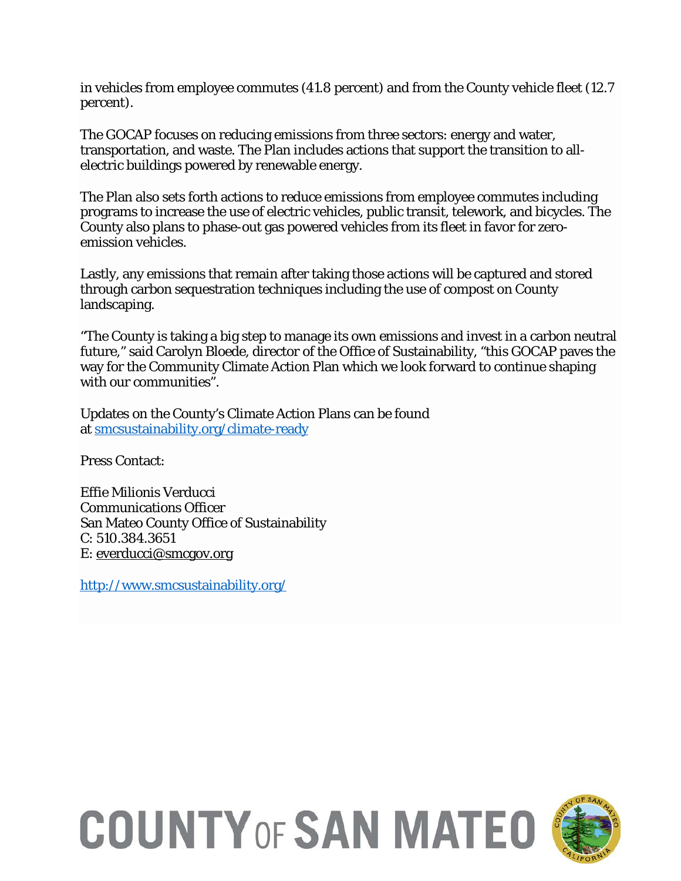in vehicles from employee commutes (41.8 percent) and from the County vehicle fleet (12.7 percent).

The GOCAP focuses on reducing emissions from three sectors: energy and water, transportation, and waste. The Plan includes actions that support the transition to all-electric buildings powered by renewable energy.

The Plan also sets forth actions to reduce emissions from employee commutes including programs to increase the use of electric vehicles, public transit, telework, and bicycles. The County also plans to phase-out gas powered vehicles from its fleet in favor for zero-emission vehicles.

Lastly, any emissions that remain after taking those actions will be captured and stored through carbon sequestration techniques including the use of compost on County landscaping.

"The County is taking a big step to manage its own emissions and invest in a carbon neutral future," said Carolyn Bloede, director of the Office of Sustainability, "this GOCAP paves the way for the Community Climate Action Plan which we look forward to continue shaping with our communities".

Updates on the County's Climate Action Plans can be found at [smcsustainability.org/climate-ready](smcsustainability.org/climate-ready)

Press Contact:

Effie Milionis Verducci
Communications Officer
San Mateo County Office of Sustainability
C: 510.384.3651
E: everducci@smcgov.org

[http://www.smcsustainability.org/](http://www.smcsustainability.org/)

COUNTY OF SAN MATEO